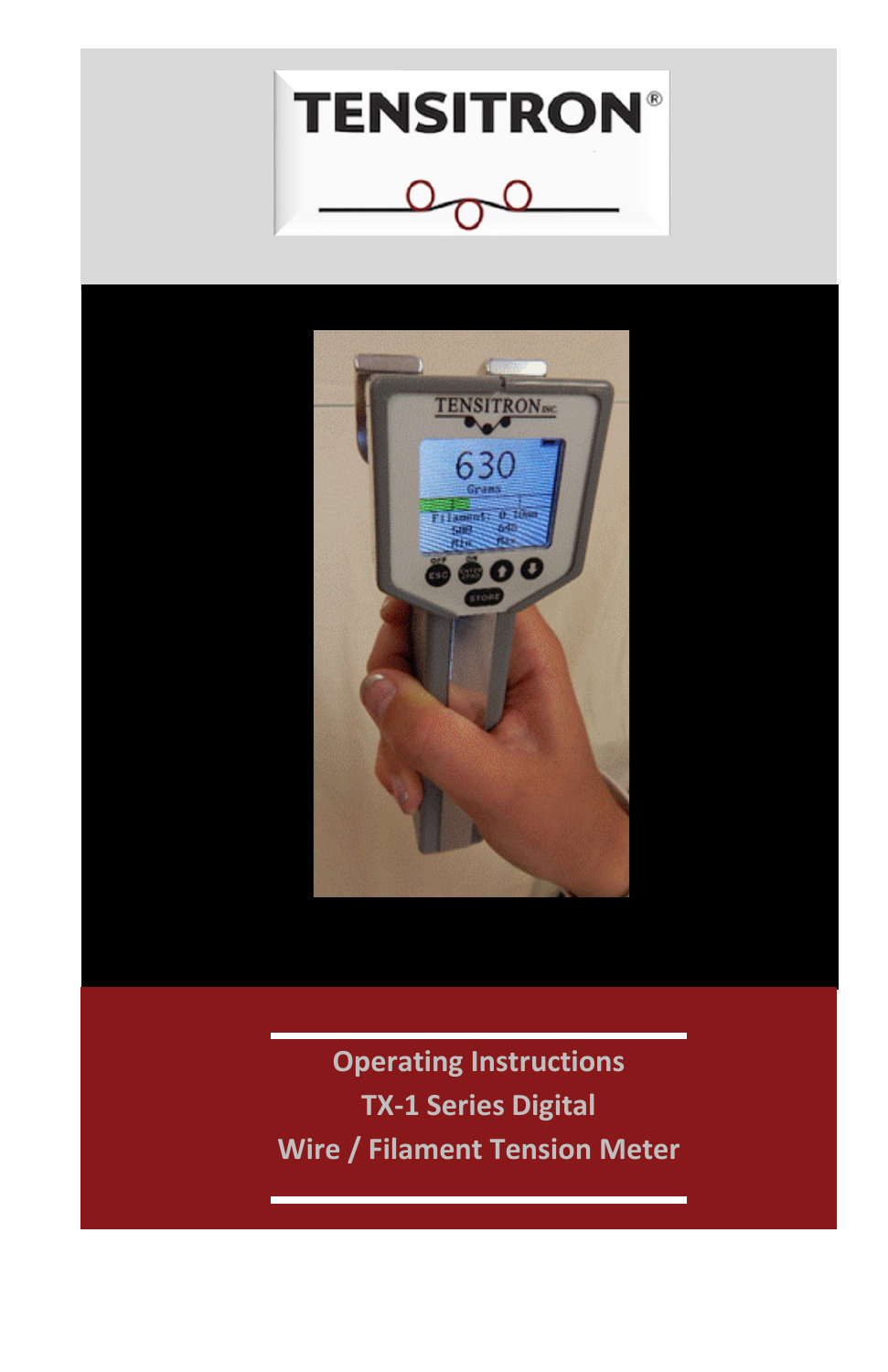# TENSITRON®

**Operating Instructions**
**TX-1 Series Digital**
**Wire / Filament Tension Meter**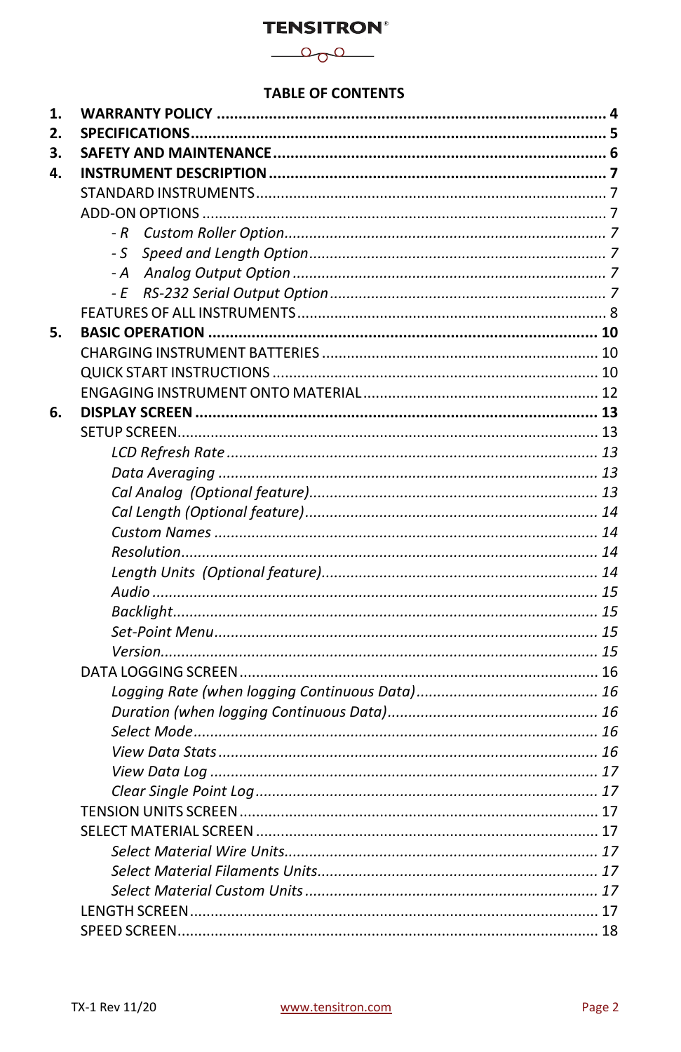**TENSITRON**®

# TABLE OF CONTENTS

1. **WARRANTY POLICY** .......... 4
2. **SPECIFICATIONS** .......... 5
3. **SAFETY AND MAINTENANCE** .......... 6
4. **INSTRUMENT DESCRIPTION** .......... 7
    - STANDARD INSTRUMENTS .......... 7
    - ADD-ON OPTIONS .......... 7
        - *- R Custom Roller Option* .......... *7*
        - *- S Speed and Length Option* .......... *7*
        - *- A Analog Output Option* .......... *7*
        - *- E RS-232 Serial Output Option* .......... *7*
    - FEATURES OF ALL INSTRUMENTS .......... 8
5. **BASIC OPERATION** .......... 10
    - CHARGING INSTRUMENT BATTERIES .......... 10
    - QUICK START INSTRUCTIONS .......... 10
    - ENGAGING INSTRUMENT ONTO MATERIAL .......... 12
6. **DISPLAY SCREEN** .......... 13
    - SETUP SCREEN .......... 13
        - *LCD Refresh Rate* .......... *13*
        - *Data Averaging* .......... *13*
        - *Cal Analog (Optional feature)* .......... *13*
        - *Cal Length (Optional feature)* .......... *14*
        - *Custom Names* .......... *14*
        - *Resolution* .......... *14*
        - *Length Units (Optional feature)* .......... *14*
        - *Audio* .......... *15*
        - *Backlight* .......... *15*
        - *Set-Point Menu* .......... *15*
        - *Version* .......... *15*
    - DATA LOGGING SCREEN .......... 16
        - *Logging Rate (when logging Continuous Data)* .......... *16*
        - *Duration (when logging Continuous Data)* .......... *16*
        - *Select Mode* .......... *16*
        - *View Data Stats* .......... *16*
        - *View Data Log* .......... *17*
        - *Clear Single Point Log* .......... *17*
    - TENSION UNITS SCREEN .......... 17
    - SELECT MATERIAL SCREEN .......... 17
        - *Select Material Wire Units* .......... *17*
        - *Select Material Filaments Units* .......... *17*
        - *Select Material Custom Units* .......... *17*
    - LENGTH SCREEN .......... 17
    - SPEED SCREEN .......... 18

TX-1 Rev 11/20 www.tensitron.com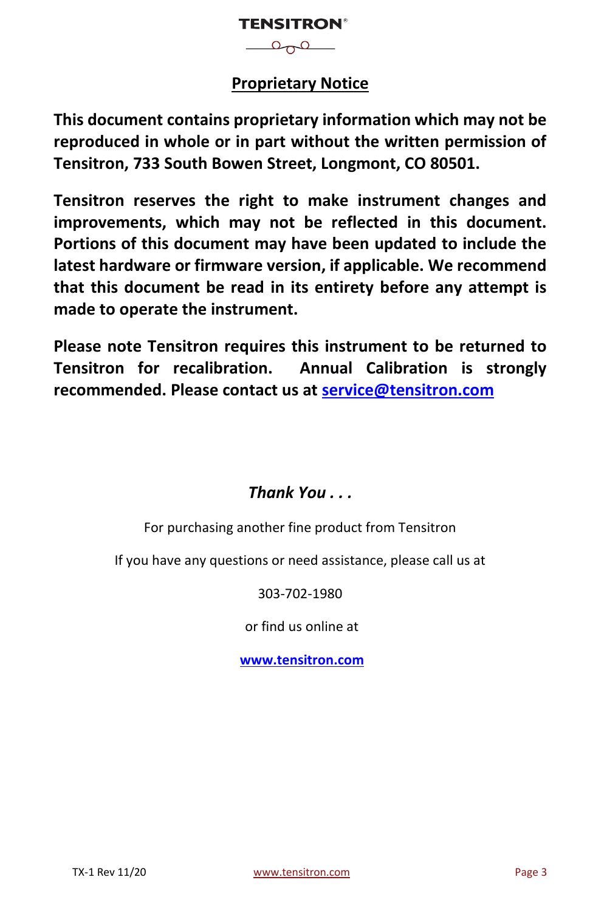TENSITRON®

## Proprietary Notice

**This document contains proprietary information which may not be reproduced in whole or in part without the written permission of Tensitron, 733 South Bowen Street, Longmont, CO 80501.**

**Tensitron reserves the right to make instrument changes and improvements, which may not be reflected in this document. Portions of this document may have been updated to include the latest hardware or firmware version, if applicable. We recommend that this document be read in its entirety before any attempt is made to operate the instrument.**

**Please note Tensitron requires this instrument to be returned to Tensitron for recalibration. Annual Calibration is strongly recommended. Please contact us at [service@tensitron.com](mailto:service@tensitron.com)**

***Thank You . . .***

For purchasing another fine product from Tensitron

If you have any questions or need assistance, please call us at

303-702-1980

or find us online at

**[www.tensitron.com](http://www.tensitron.com)**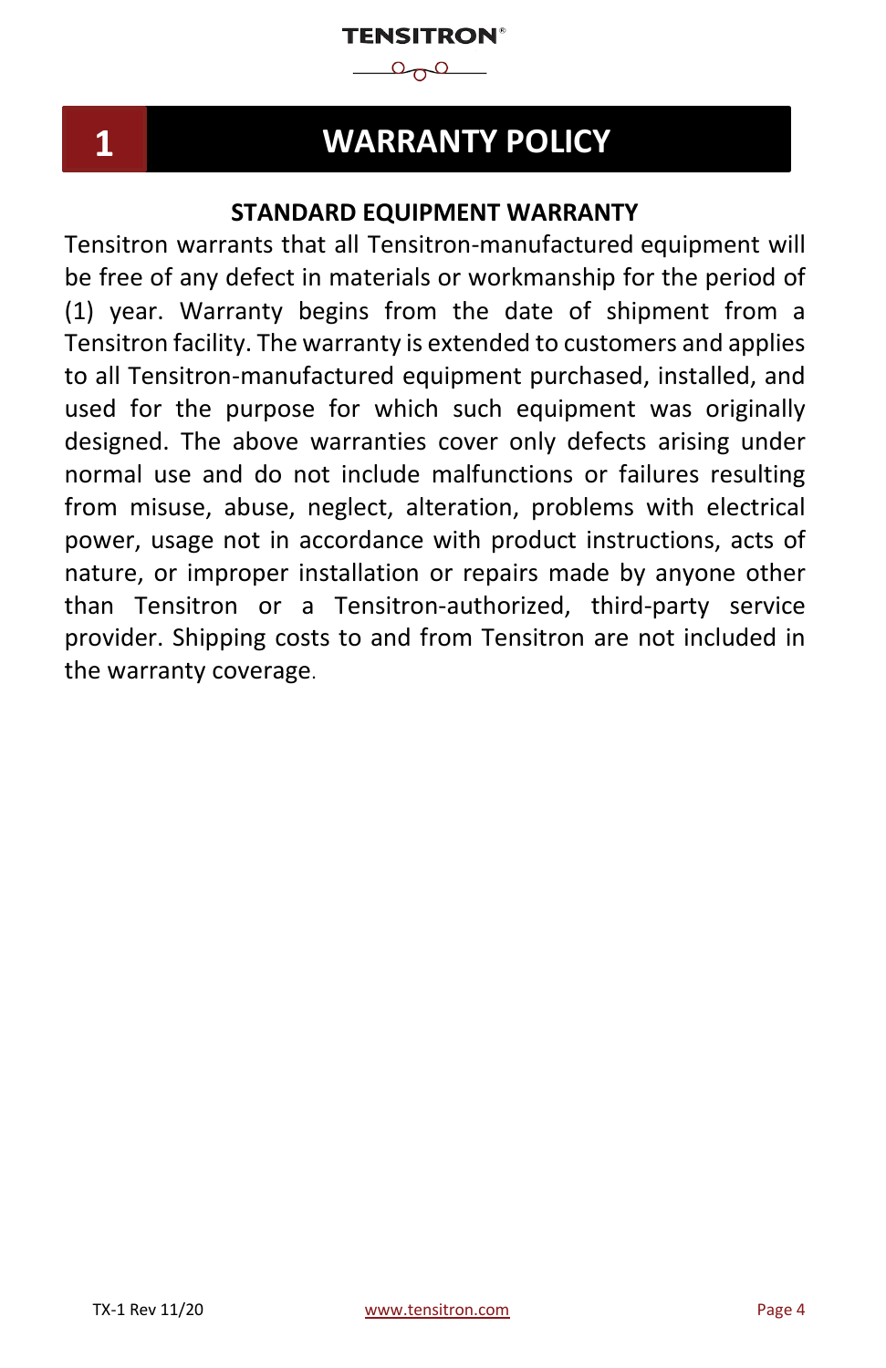# 1 WARRANTY POLICY

## STANDARD EQUIPMENT WARRANTY

Tensitron warrants that all Tensitron-manufactured equipment will be free of any defect in materials or workmanship for the period of (1) year. Warranty begins from the date of shipment from a Tensitron facility. The warranty is extended to customers and applies to all Tensitron-manufactured equipment purchased, installed, and used for the purpose for which such equipment was originally designed. The above warranties cover only defects arising under normal use and do not include malfunctions or failures resulting from misuse, abuse, neglect, alteration, problems with electrical power, usage not in accordance with product instructions, acts of nature, or improper installation or repairs made by anyone other than Tensitron or a Tensitron-authorized, third-party service provider. Shipping costs to and from Tensitron are not included in the warranty coverage.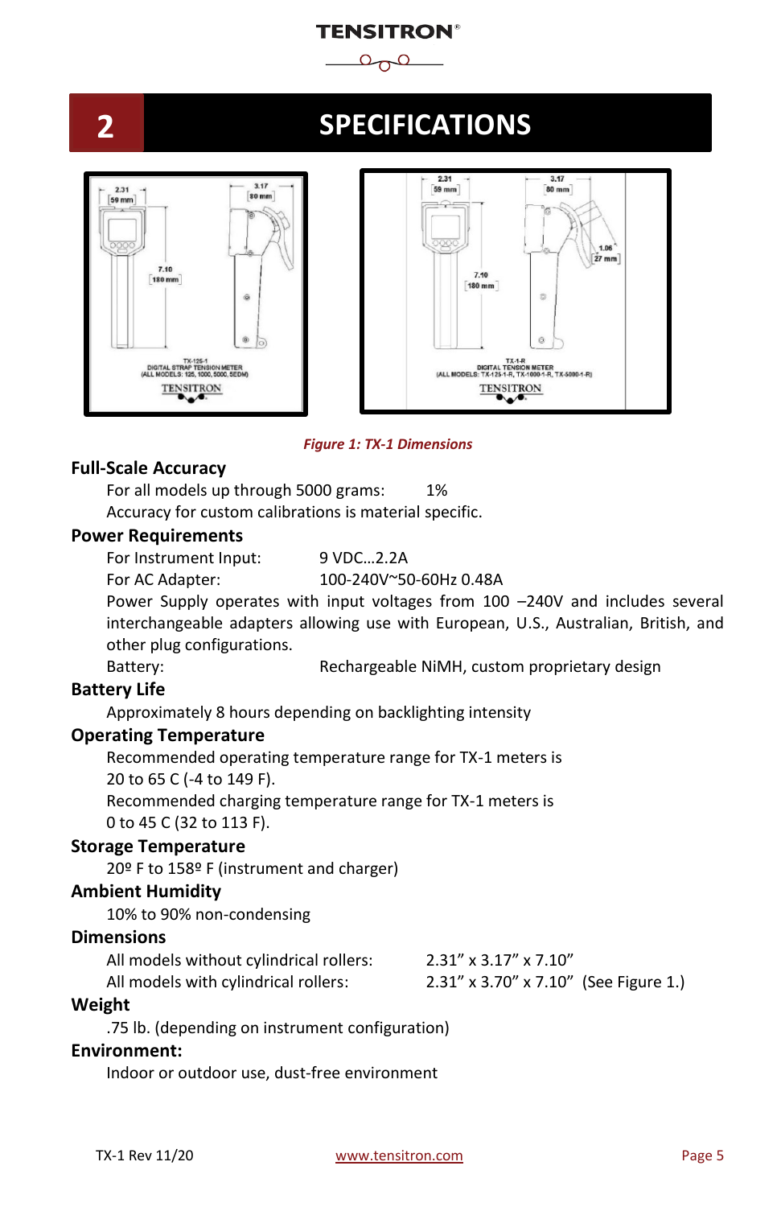## 2 SPECIFICATIONS

*Figure 1: TX-1 Dimensions*

### Full-Scale Accuracy

For all models up through 5000 grams: 1%

Accuracy for custom calibrations is material specific.

### Power Requirements

For Instrument Input: 9 VDC…2.2A

For AC Adapter: 100-240V~50-60Hz 0.48A

Power Supply operates with input voltages from 100 –240V and includes several interchangeable adapters allowing use with European, U.S., Australian, British, and other plug configurations.

Battery: Rechargeable NiMH, custom proprietary design

### Battery Life

Approximately 8 hours depending on backlighting intensity

### Operating Temperature

Recommended operating temperature range for TX-1 meters is 20 to 65 C (-4 to 149 F).

Recommended charging temperature range for TX-1 meters is 0 to 45 C (32 to 113 F).

### Storage Temperature

20º F to 158º F (instrument and charger)

### Ambient Humidity

10% to 90% non-condensing

### Dimensions

All models without cylindrical rollers: 2.31" x 3.17" x 7.10"

All models with cylindrical rollers: 2.31" x 3.70" x 7.10" (See Figure 1.)

### Weight

.75 lb. (depending on instrument configuration)

### Environment:

Indoor or outdoor use, dust-free environment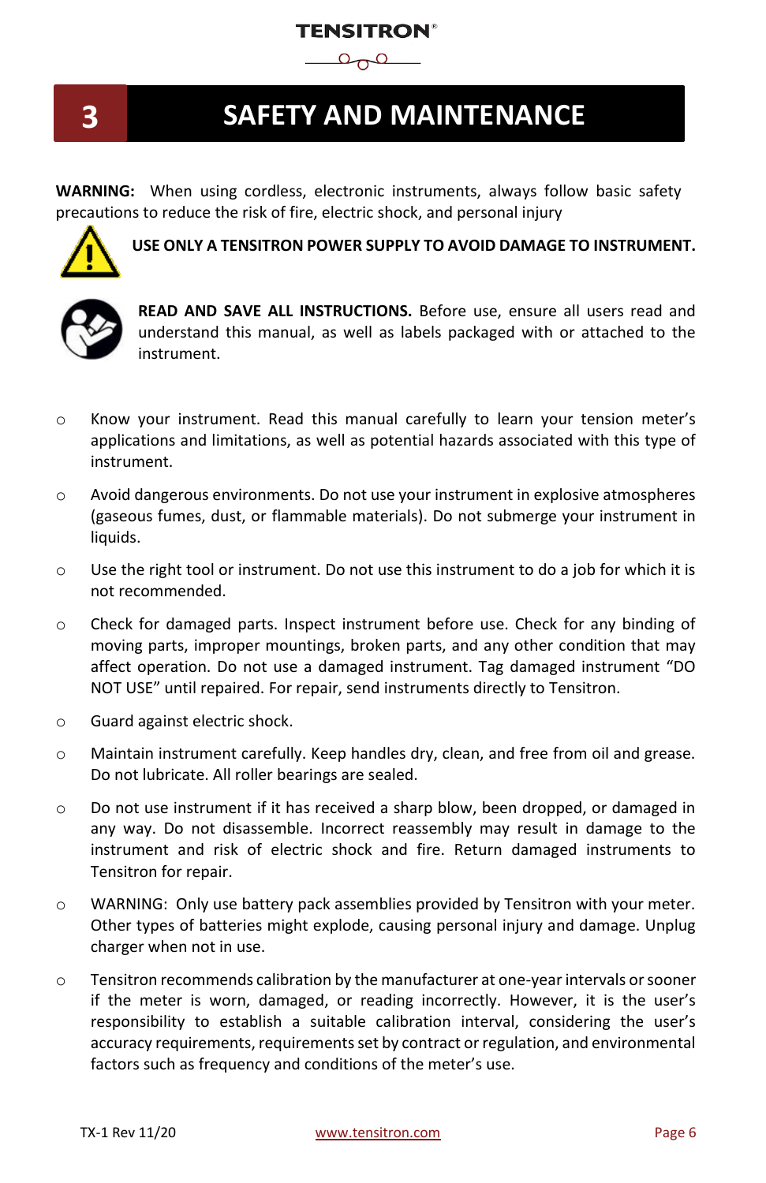# 3 SAFETY AND MAINTENANCE

**WARNING:** When using cordless, electronic instruments, always follow basic safety precautions to reduce the risk of fire, electric shock, and personal injury

**USE ONLY A TENSITRON POWER SUPPLY TO AVOID DAMAGE TO INSTRUMENT.**

**READ AND SAVE ALL INSTRUCTIONS.** Before use, ensure all users read and understand this manual, as well as labels packaged with or attached to the instrument.

- Know your instrument. Read this manual carefully to learn your tension meter's applications and limitations, as well as potential hazards associated with this type of instrument.
- Avoid dangerous environments. Do not use your instrument in explosive atmospheres (gaseous fumes, dust, or flammable materials). Do not submerge your instrument in liquids.
- Use the right tool or instrument. Do not use this instrument to do a job for which it is not recommended.
- Check for damaged parts. Inspect instrument before use. Check for any binding of moving parts, improper mountings, broken parts, and any other condition that may affect operation. Do not use a damaged instrument. Tag damaged instrument "DO NOT USE" until repaired. For repair, send instruments directly to Tensitron.
- Guard against electric shock.
- Maintain instrument carefully. Keep handles dry, clean, and free from oil and grease. Do not lubricate. All roller bearings are sealed.
- Do not use instrument if it has received a sharp blow, been dropped, or damaged in any way. Do not disassemble. Incorrect reassembly may result in damage to the instrument and risk of electric shock and fire. Return damaged instruments to Tensitron for repair.
- WARNING: Only use battery pack assemblies provided by Tensitron with your meter. Other types of batteries might explode, causing personal injury and damage. Unplug charger when not in use.
- Tensitron recommends calibration by the manufacturer at one-year intervals or sooner if the meter is worn, damaged, or reading incorrectly. However, it is the user's responsibility to establish a suitable calibration interval, considering the user's accuracy requirements, requirements set by contract or regulation, and environmental factors such as frequency and conditions of the meter's use.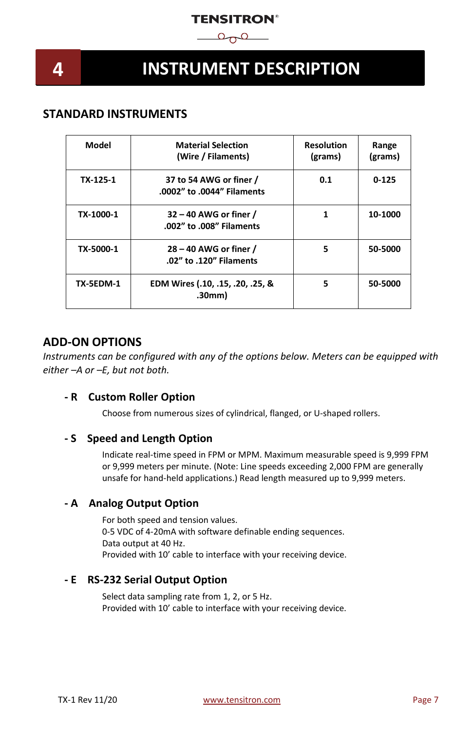# 4 INSTRUMENT DESCRIPTION

## STANDARD INSTRUMENTS

| Model | Material Selection (Wire / Filaments) | Resolution (grams) | Range (grams) |
|---|---|---|---|
| TX-125-1 | 37 to 54 AWG or finer / .0002" to .0044" Filaments | 0.1 | 0-125 |
| TX-1000-1 | 32 – 40 AWG or finer / .002" to .008" Filaments | 1 | 10-1000 |
| TX-5000-1 | 28 – 40 AWG or finer / .02" to .120" Filaments | 5 | 50-5000 |
| TX-5EDM-1 | EDM Wires (.10, .15, .20, .25, & .30mm) | 5 | 50-5000 |

## ADD-ON OPTIONS

*Instruments can be configured with any of the options below. Meters can be equipped with either –A or –E, but not both.*

### - R Custom Roller Option

Choose from numerous sizes of cylindrical, flanged, or U-shaped rollers.

### - S Speed and Length Option

Indicate real-time speed in FPM or MPM. Maximum measurable speed is 9,999 FPM or 9,999 meters per minute. (Note: Line speeds exceeding 2,000 FPM are generally unsafe for hand-held applications.) Read length measured up to 9,999 meters.

### - A Analog Output Option

For both speed and tension values.
0-5 VDC of 4-20mA with software definable ending sequences.
Data output at 40 Hz.
Provided with 10' cable to interface with your receiving device.

### - E RS-232 Serial Output Option

Select data sampling rate from 1, 2, or 5 Hz.
Provided with 10' cable to interface with your receiving device.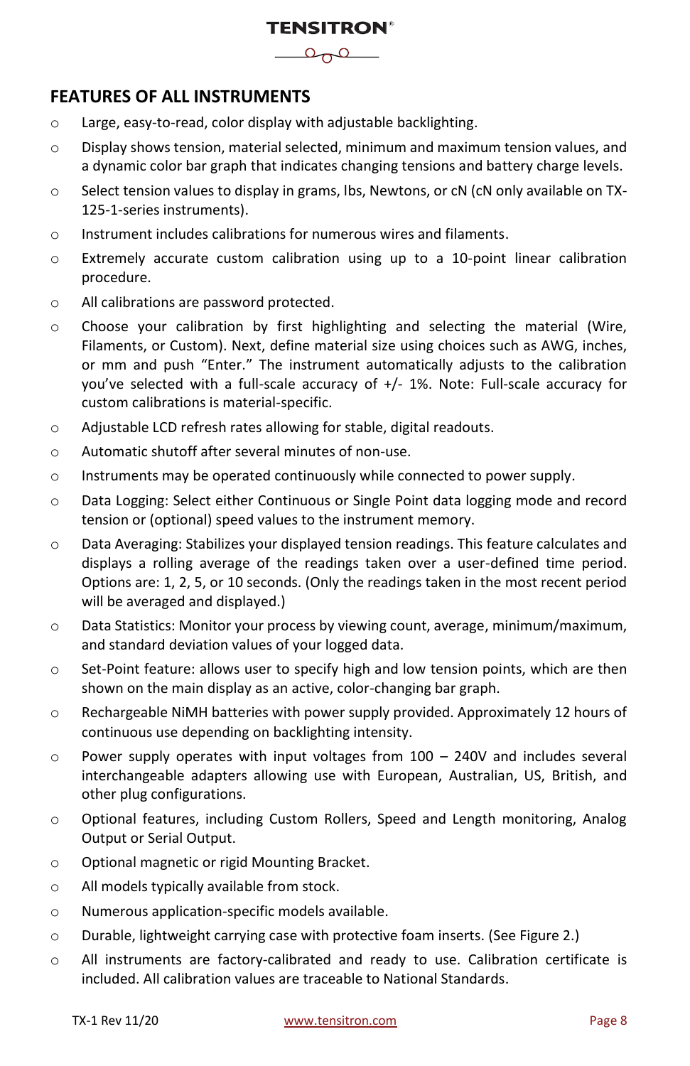## FEATURES OF ALL INSTRUMENTS

- Large, easy-to-read, color display with adjustable backlighting.
- Display shows tension, material selected, minimum and maximum tension values, and a dynamic color bar graph that indicates changing tensions and battery charge levels.
- Select tension values to display in grams, lbs, Newtons, or cN (cN only available on TX-125-1-series instruments).
- Instrument includes calibrations for numerous wires and filaments.
- Extremely accurate custom calibration using up to a 10-point linear calibration procedure.
- All calibrations are password protected.
- Choose your calibration by first highlighting and selecting the material (Wire, Filaments, or Custom). Next, define material size using choices such as AWG, inches, or mm and push "Enter." The instrument automatically adjusts to the calibration you've selected with a full-scale accuracy of +/- 1%. Note: Full-scale accuracy for custom calibrations is material-specific.
- Adjustable LCD refresh rates allowing for stable, digital readouts.
- Automatic shutoff after several minutes of non-use.
- Instruments may be operated continuously while connected to power supply.
- Data Logging: Select either Continuous or Single Point data logging mode and record tension or (optional) speed values to the instrument memory.
- Data Averaging: Stabilizes your displayed tension readings. This feature calculates and displays a rolling average of the readings taken over a user-defined time period. Options are: 1, 2, 5, or 10 seconds. (Only the readings taken in the most recent period will be averaged and displayed.)
- Data Statistics: Monitor your process by viewing count, average, minimum/maximum, and standard deviation values of your logged data.
- Set-Point feature: allows user to specify high and low tension points, which are then shown on the main display as an active, color-changing bar graph.
- Rechargeable NiMH batteries with power supply provided. Approximately 12 hours of continuous use depending on backlighting intensity.
- Power supply operates with input voltages from 100 – 240V and includes several interchangeable adapters allowing use with European, Australian, US, British, and other plug configurations.
- Optional features, including Custom Rollers, Speed and Length monitoring, Analog Output or Serial Output.
- Optional magnetic or rigid Mounting Bracket.
- All models typically available from stock.
- Numerous application-specific models available.
- Durable, lightweight carrying case with protective foam inserts. (See Figure 2.)
- All instruments are factory-calibrated and ready to use. Calibration certificate is included. All calibration values are traceable to National Standards.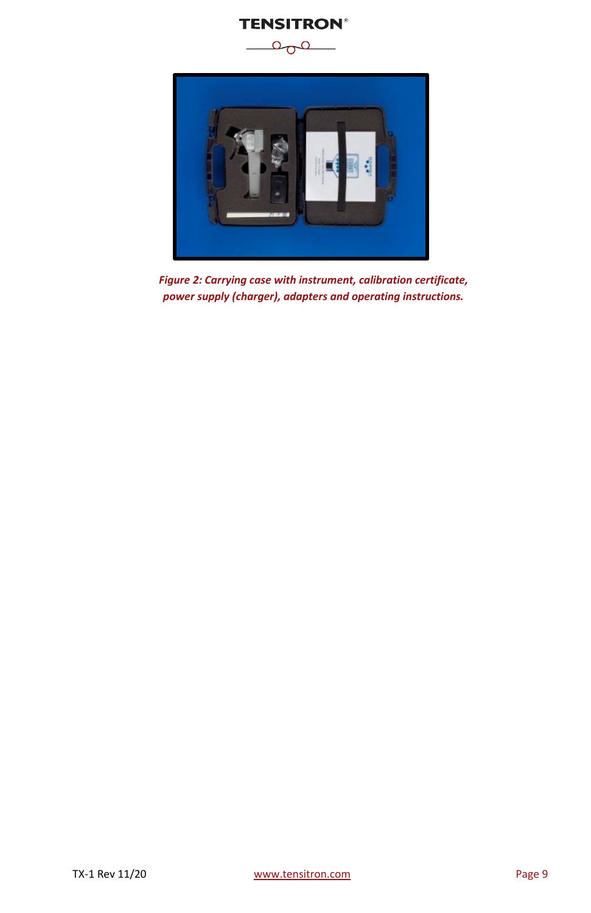*Figure 2: Carrying case with instrument, calibration certificate, power supply (charger), adapters and operating instructions.*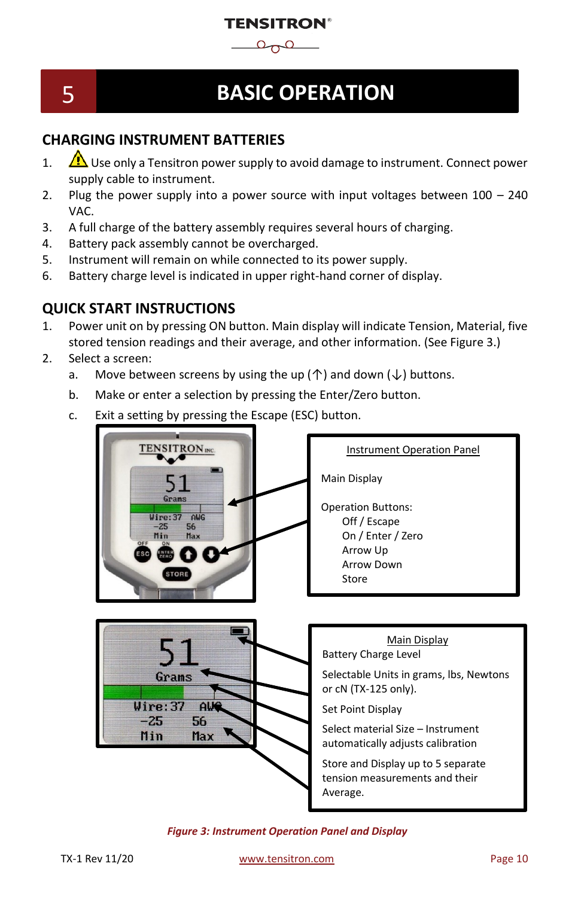# 5 BASIC OPERATION

## CHARGING INSTRUMENT BATTERIES

1. ⚠ Use only a Tensitron power supply to avoid damage to instrument. Connect power supply cable to instrument.
2. Plug the power supply into a power source with input voltages between 100 – 240 VAC.
3. A full charge of the battery assembly requires several hours of charging.
4. Battery pack assembly cannot be overcharged.
5. Instrument will remain on while connected to its power supply.
6. Battery charge level is indicated in upper right-hand corner of display.

## QUICK START INSTRUCTIONS

1. Power unit on by pressing ON button. Main display will indicate Tension, Material, five stored tension readings and their average, and other information. (See Figure 3.)
2. Select a screen:
   a. Move between screens by using the up (↑) and down (↓) buttons.
   b. Make or enter a selection by pressing the Enter/Zero button.
   c. Exit a setting by pressing the Escape (ESC) button.

Instrument Operation Panel

Main Display

Operation Buttons:
- Off / Escape
- On / Enter / Zero
- Arrow Up
- Arrow Down
- Store

Main Display

Battery Charge Level

Selectable Units in grams, lbs, Newtons or cN (TX-125 only).

Set Point Display

Select material Size – Instrument automatically adjusts calibration

Store and Display up to 5 separate tension measurements and their Average.

*Figure 3: Instrument Operation Panel and Display*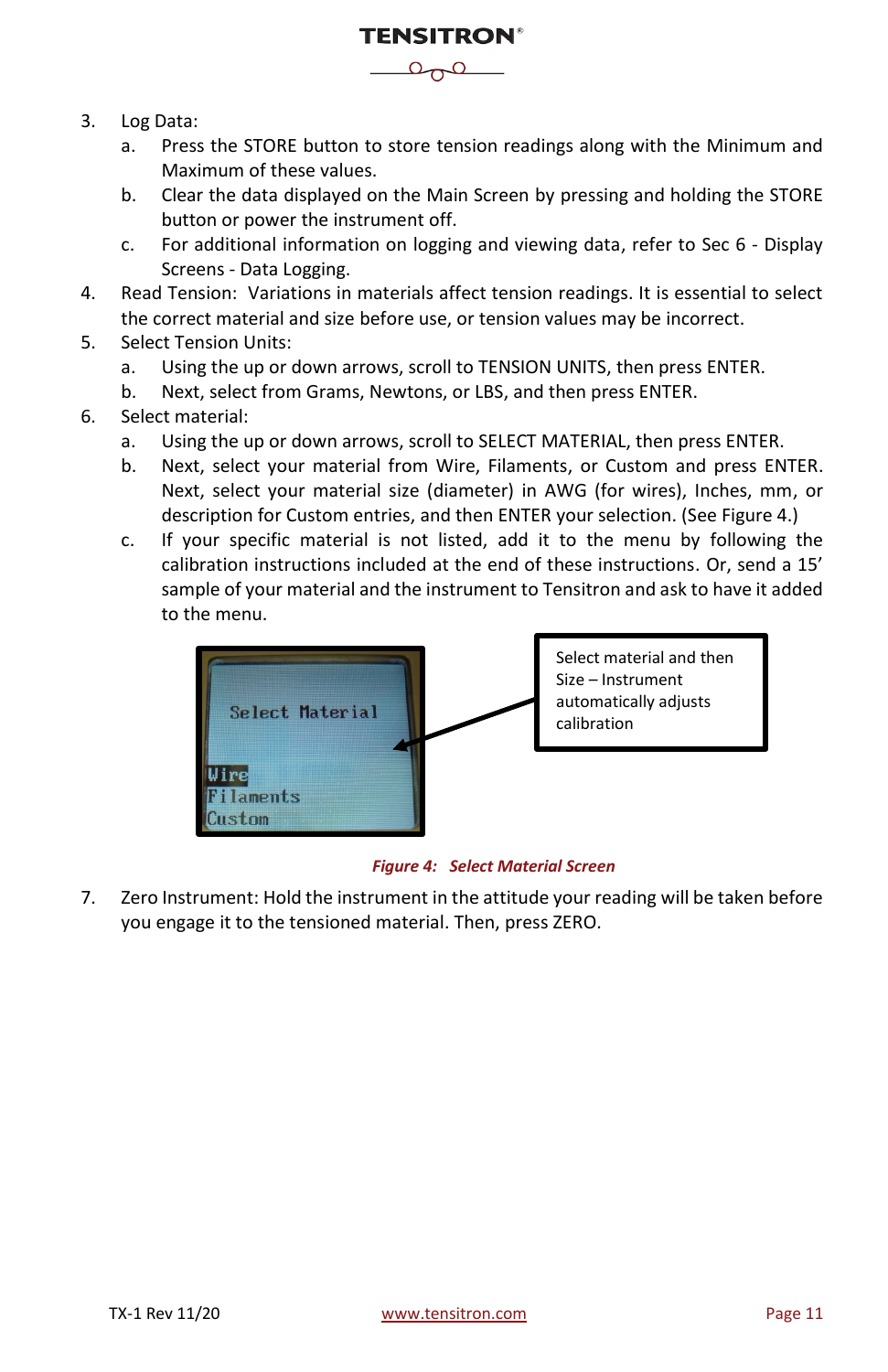3. Log Data:
   a. Press the STORE button to store tension readings along with the Minimum and Maximum of these values.
   b. Clear the data displayed on the Main Screen by pressing and holding the STORE button or power the instrument off.
   c. For additional information on logging and viewing data, refer to Sec 6 - Display Screens - Data Logging.
4. Read Tension: Variations in materials affect tension readings. It is essential to select the correct material and size before use, or tension values may be incorrect.
5. Select Tension Units:
   a. Using the up or down arrows, scroll to TENSION UNITS, then press ENTER.
   b. Next, select from Grams, Newtons, or LBS, and then press ENTER.
6. Select material:
   a. Using the up or down arrows, scroll to SELECT MATERIAL, then press ENTER.
   b. Next, select your material from Wire, Filaments, or Custom and press ENTER. Next, select your material size (diameter) in AWG (for wires), Inches, mm, or description for Custom entries, and then ENTER your selection. (See Figure 4.)
   c. If your specific material is not listed, add it to the menu by following the calibration instructions included at the end of these instructions. Or, send a 15' sample of your material and the instrument to Tensitron and ask to have it added to the menu.

Select material and then Size – Instrument automatically adjusts calibration

*Figure 4: Select Material Screen*

7. Zero Instrument: Hold the instrument in the attitude your reading will be taken before you engage it to the tensioned material. Then, press ZERO.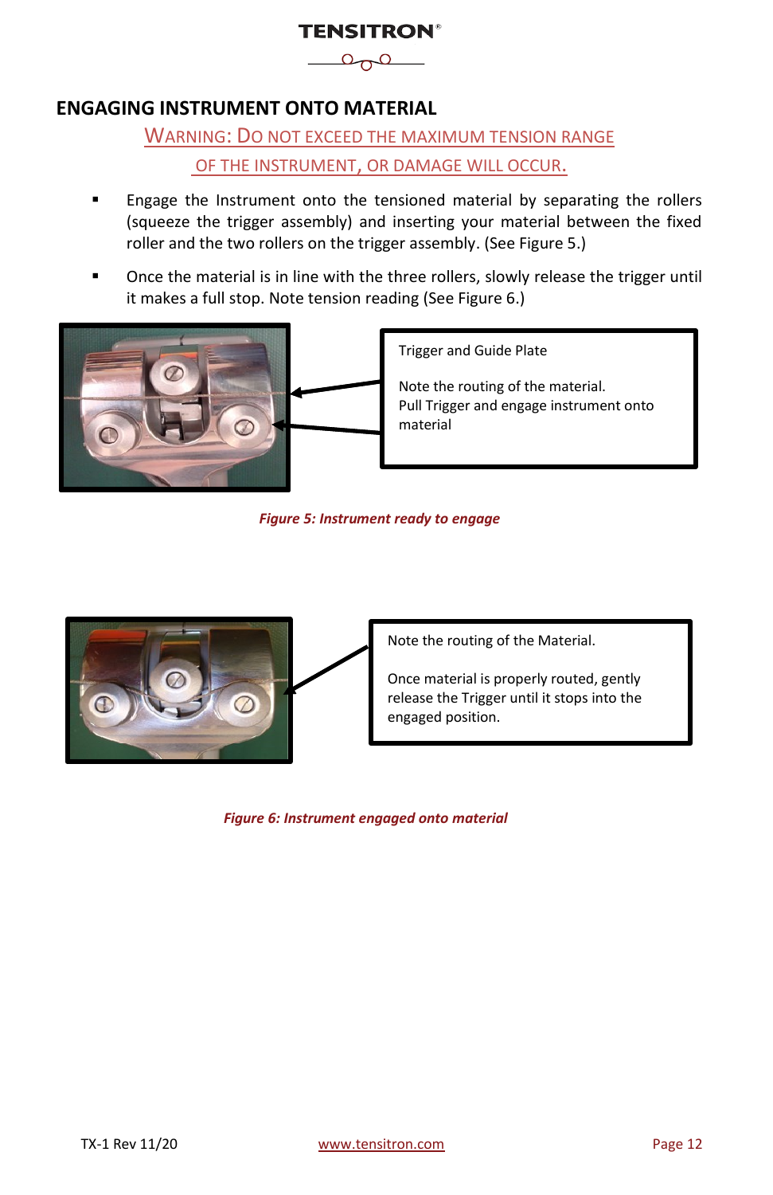## ENGAGING INSTRUMENT ONTO MATERIAL

WARNING: DO NOT EXCEED THE MAXIMUM TENSION RANGE OF THE INSTRUMENT, OR DAMAGE WILL OCCUR.

- Engage the Instrument onto the tensioned material by separating the rollers (squeeze the trigger assembly) and inserting your material between the fixed roller and the two rollers on the trigger assembly. (See Figure 5.)
- Once the material is in line with the three rollers, slowly release the trigger until it makes a full stop. Note tension reading (See Figure 6.)

Trigger and Guide Plate

Note the routing of the material.
Pull Trigger and engage instrument onto material

*Figure 5: Instrument ready to engage*

Note the routing of the Material.

Once material is properly routed, gently release the Trigger until it stops into the engaged position.

*Figure 6: Instrument engaged onto material*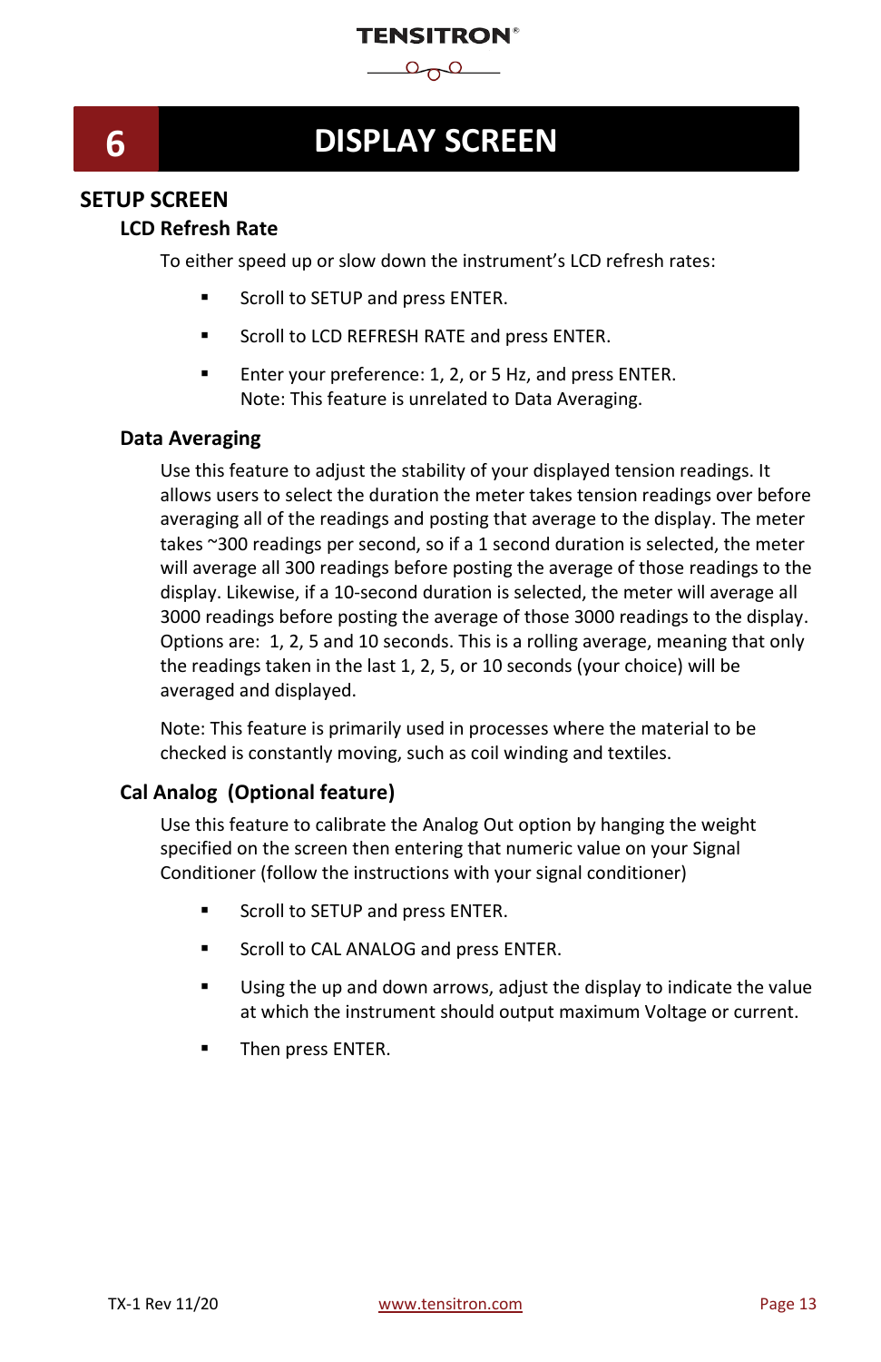# 6 DISPLAY SCREEN

## SETUP SCREEN

### LCD Refresh Rate

To either speed up or slow down the instrument's LCD refresh rates:

- Scroll to SETUP and press ENTER.
- Scroll to LCD REFRESH RATE and press ENTER.
- Enter your preference: 1, 2, or 5 Hz, and press ENTER.
  Note: This feature is unrelated to Data Averaging.

### Data Averaging

Use this feature to adjust the stability of your displayed tension readings. It allows users to select the duration the meter takes tension readings over before averaging all of the readings and posting that average to the display. The meter takes ~300 readings per second, so if a 1 second duration is selected, the meter will average all 300 readings before posting the average of those readings to the display. Likewise, if a 10-second duration is selected, the meter will average all 3000 readings before posting the average of those 3000 readings to the display. Options are: 1, 2, 5 and 10 seconds. This is a rolling average, meaning that only the readings taken in the last 1, 2, 5, or 10 seconds (your choice) will be averaged and displayed.

Note: This feature is primarily used in processes where the material to be checked is constantly moving, such as coil winding and textiles.

### Cal Analog (Optional feature)

Use this feature to calibrate the Analog Out option by hanging the weight specified on the screen then entering that numeric value on your Signal Conditioner (follow the instructions with your signal conditioner)

- Scroll to SETUP and press ENTER.
- Scroll to CAL ANALOG and press ENTER.
- Using the up and down arrows, adjust the display to indicate the value at which the instrument should output maximum Voltage or current.
- Then press ENTER.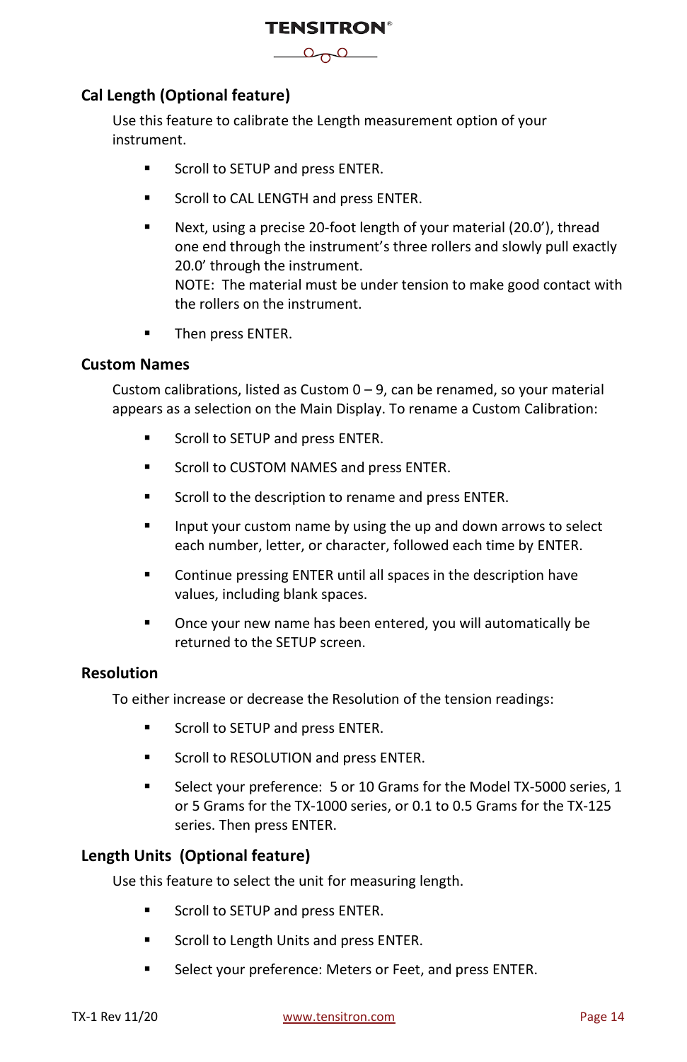## Cal Length (Optional feature)

Use this feature to calibrate the Length measurement option of your instrument.

- Scroll to SETUP and press ENTER.
- Scroll to CAL LENGTH and press ENTER.
- Next, using a precise 20-foot length of your material (20.0'), thread one end through the instrument's three rollers and slowly pull exactly 20.0' through the instrument.
  NOTE: The material must be under tension to make good contact with the rollers on the instrument.
- Then press ENTER.

## Custom Names

Custom calibrations, listed as Custom 0 – 9, can be renamed, so your material appears as a selection on the Main Display. To rename a Custom Calibration:

- Scroll to SETUP and press ENTER.
- Scroll to CUSTOM NAMES and press ENTER.
- Scroll to the description to rename and press ENTER.
- Input your custom name by using the up and down arrows to select each number, letter, or character, followed each time by ENTER.
- Continue pressing ENTER until all spaces in the description have values, including blank spaces.
- Once your new name has been entered, you will automatically be returned to the SETUP screen.

## Resolution

To either increase or decrease the Resolution of the tension readings:

- Scroll to SETUP and press ENTER.
- Scroll to RESOLUTION and press ENTER.
- Select your preference: 5 or 10 Grams for the Model TX-5000 series, 1 or 5 Grams for the TX-1000 series, or 0.1 to 0.5 Grams for the TX-125 series. Then press ENTER.

## Length Units (Optional feature)

Use this feature to select the unit for measuring length.

- Scroll to SETUP and press ENTER.
- Scroll to Length Units and press ENTER.
- Select your preference: Meters or Feet, and press ENTER.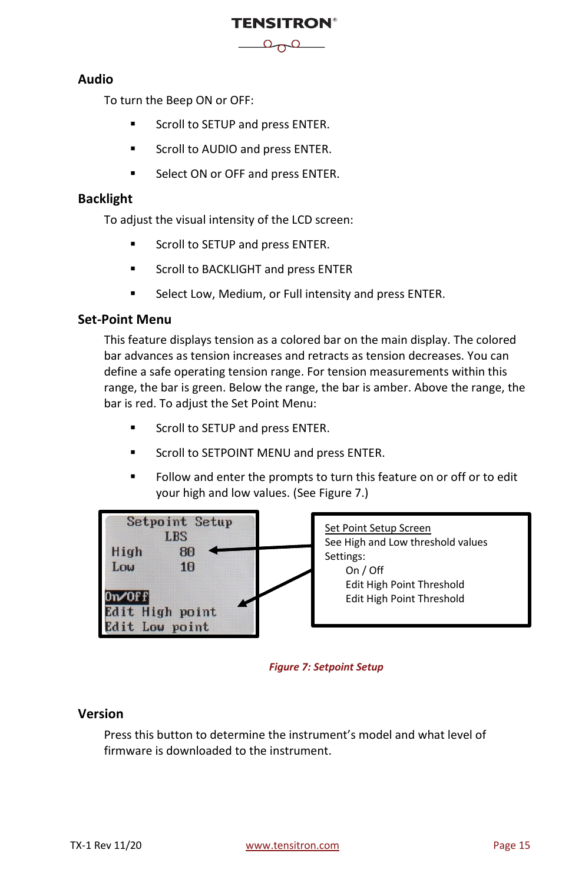## Audio

To turn the Beep ON or OFF:

- Scroll to SETUP and press ENTER.
- Scroll to AUDIO and press ENTER.
- Select ON or OFF and press ENTER.

## Backlight

To adjust the visual intensity of the LCD screen:

- Scroll to SETUP and press ENTER.
- Scroll to BACKLIGHT and press ENTER
- Select Low, Medium, or Full intensity and press ENTER.

## Set-Point Menu

This feature displays tension as a colored bar on the main display. The colored bar advances as tension increases and retracts as tension decreases. You can define a safe operating tension range. For tension measurements within this range, the bar is green. Below the range, the bar is amber. Above the range, the bar is red. To adjust the Set Point Menu:

- Scroll to SETUP and press ENTER.
- Scroll to SETPOINT MENU and press ENTER.
- Follow and enter the prompts to turn this feature on or off or to edit your high and low values. (See Figure 7.)

```
Setpoint Setup
LBS
High      80
Low       10

On/Off
Edit High point
Edit Low point
```

Set Point Setup Screen
See High and Low threshold values
Settings:
On / Off
Edit High Point Threshold
Edit High Point Threshold

*Figure 7: Setpoint Setup*

## Version

Press this button to determine the instrument's model and what level of firmware is downloaded to the instrument.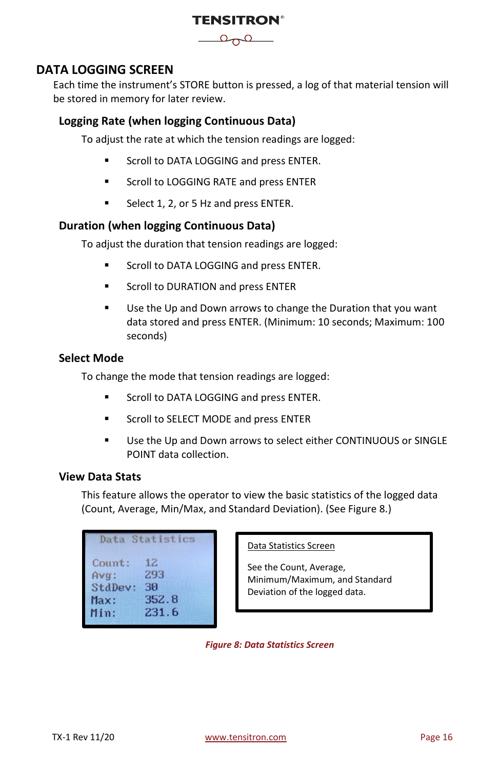# DATA LOGGING SCREEN

Each time the instrument's STORE button is pressed, a log of that material tension will be stored in memory for later review.

## Logging Rate (when logging Continuous Data)

To adjust the rate at which the tension readings are logged:

- Scroll to DATA LOGGING and press ENTER.
- Scroll to LOGGING RATE and press ENTER
- Select 1, 2, or 5 Hz and press ENTER.

## Duration (when logging Continuous Data)

To adjust the duration that tension readings are logged:

- Scroll to DATA LOGGING and press ENTER.
- Scroll to DURATION and press ENTER
- Use the Up and Down arrows to change the Duration that you want data stored and press ENTER. (Minimum: 10 seconds; Maximum: 100 seconds)

## Select Mode

To change the mode that tension readings are logged:

- Scroll to DATA LOGGING and press ENTER.
- Scroll to SELECT MODE and press ENTER
- Use the Up and Down arrows to select either CONTINUOUS or SINGLE POINT data collection.

## View Data Stats

This feature allows the operator to view the basic statistics of the logged data (Count, Average, Min/Max, and Standard Deviation). (See Figure 8.)

Data Statistics

| | |
|---|---|
| Count: | 12 |
| Avg: | 293 |
| StdDev: | 30 |
| Max: | 352.8 |
| Min: | 231.6 |

Data Statistics Screen

See the Count, Average, Minimum/Maximum, and Standard Deviation of the logged data.

*Figure 8: Data Statistics Screen*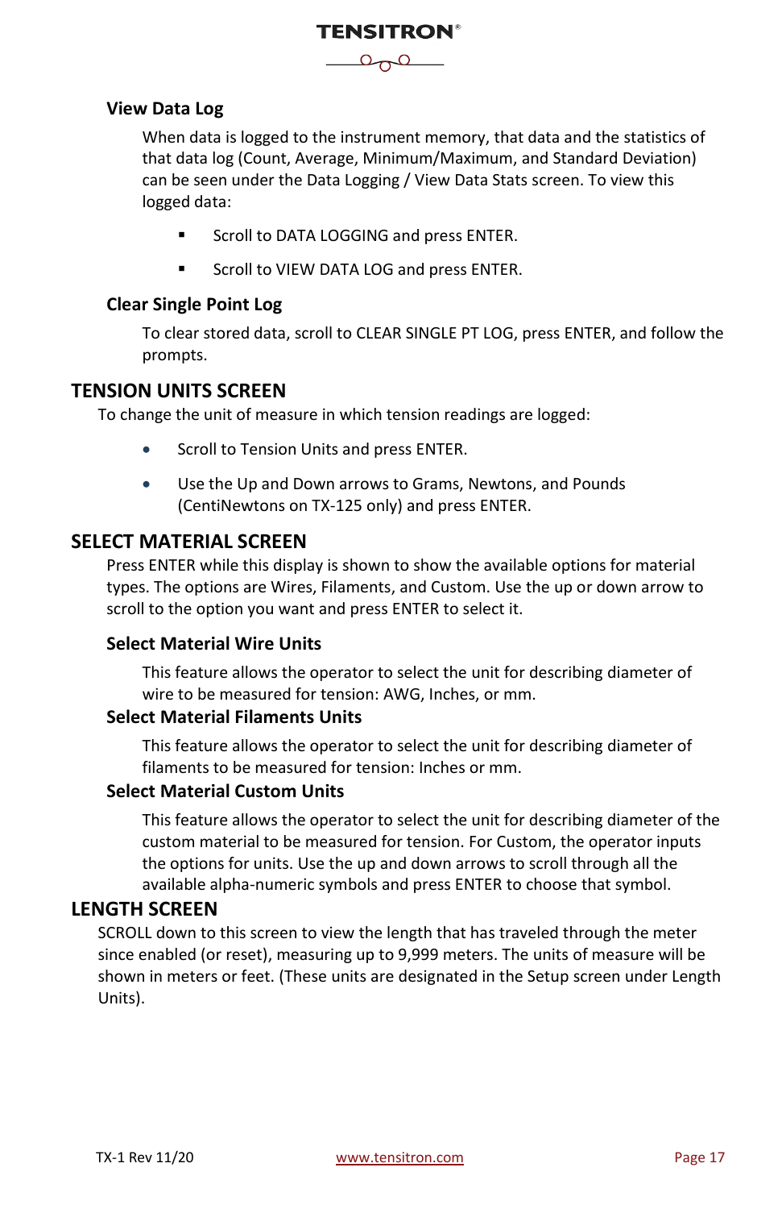### View Data Log

When data is logged to the instrument memory, that data and the statistics of that data log (Count, Average, Minimum/Maximum, and Standard Deviation) can be seen under the Data Logging / View Data Stats screen. To view this logged data:

- Scroll to DATA LOGGING and press ENTER.
- Scroll to VIEW DATA LOG and press ENTER.

### Clear Single Point Log

To clear stored data, scroll to CLEAR SINGLE PT LOG, press ENTER, and follow the prompts.

## TENSION UNITS SCREEN

To change the unit of measure in which tension readings are logged:

- Scroll to Tension Units and press ENTER.
- Use the Up and Down arrows to Grams, Newtons, and Pounds (CentiNewtons on TX-125 only) and press ENTER.

## SELECT MATERIAL SCREEN

Press ENTER while this display is shown to show the available options for material types. The options are Wires, Filaments, and Custom. Use the up or down arrow to scroll to the option you want and press ENTER to select it.

### Select Material Wire Units

This feature allows the operator to select the unit for describing diameter of wire to be measured for tension: AWG, Inches, or mm.

### Select Material Filaments Units

This feature allows the operator to select the unit for describing diameter of filaments to be measured for tension: Inches or mm.

### Select Material Custom Units

This feature allows the operator to select the unit for describing diameter of the custom material to be measured for tension. For Custom, the operator inputs the options for units. Use the up and down arrows to scroll through all the available alpha-numeric symbols and press ENTER to choose that symbol.

## LENGTH SCREEN

SCROLL down to this screen to view the length that has traveled through the meter since enabled (or reset), measuring up to 9,999 meters. The units of measure will be shown in meters or feet. (These units are designated in the Setup screen under Length Units).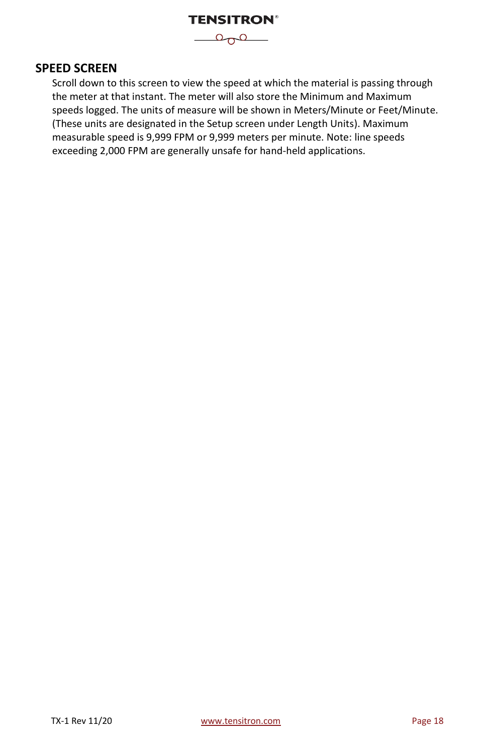## SPEED SCREEN

Scroll down to this screen to view the speed at which the material is passing through the meter at that instant. The meter will also store the Minimum and Maximum speeds logged. The units of measure will be shown in Meters/Minute or Feet/Minute. (These units are designated in the Setup screen under Length Units). Maximum measurable speed is 9,999 FPM or 9,999 meters per minute. Note: line speeds exceeding 2,000 FPM are generally unsafe for hand-held applications.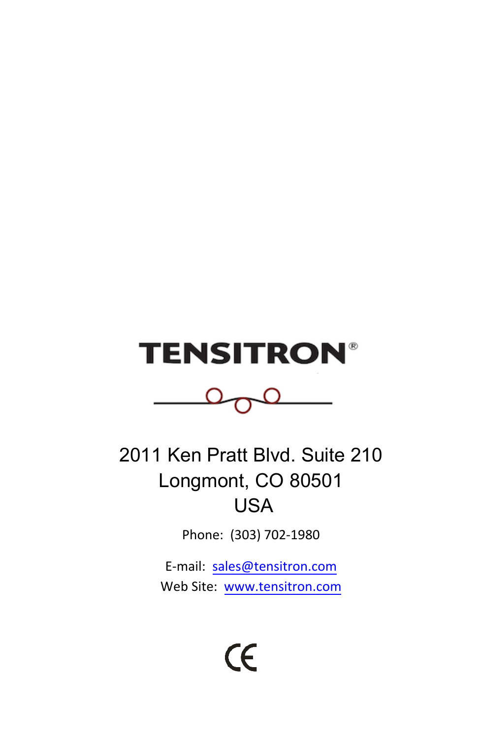**TENSITRON®**

2011 Ken Pratt Blvd. Suite 210
Longmont, CO 80501
USA

Phone: (303) 702-1980

E-mail: sales@tensitron.com
Web Site: www.tensitron.com

CE